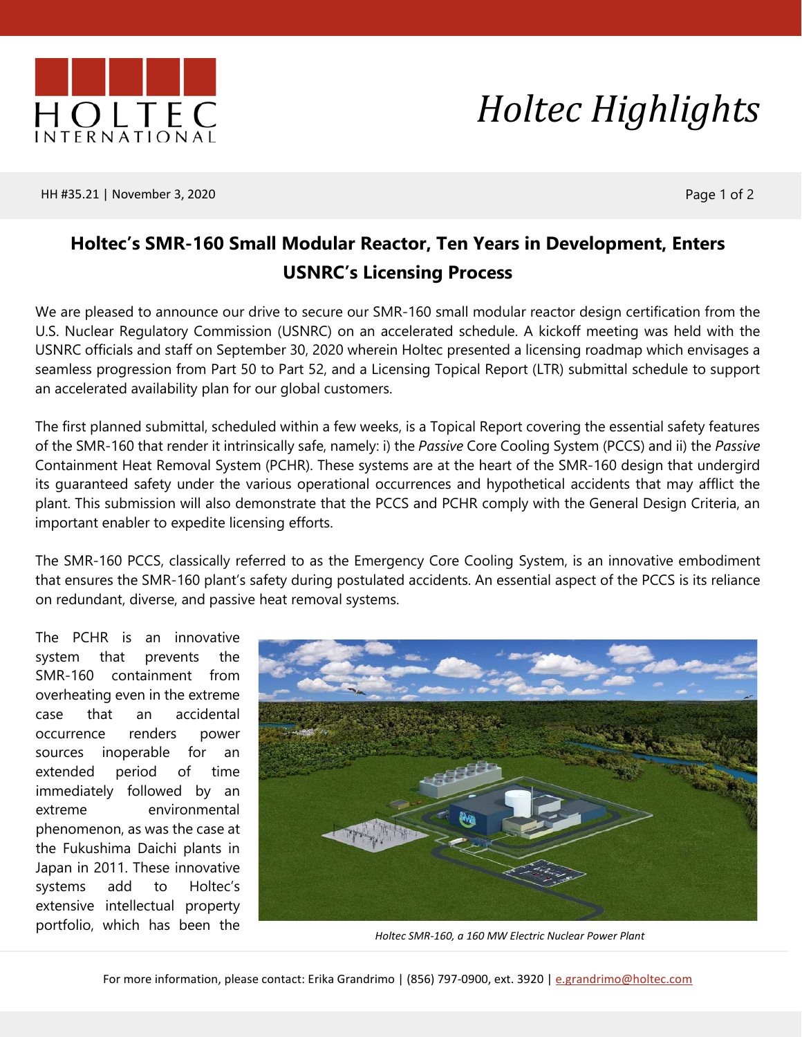# Holtec Highlights

HH #35.21 | November 3, 2020

## Holtec's SMR-160 Small Modular Reactor, Ten Years in Development, Enters USNRC's Licensing Process

We are pleased to announce our drive to secure our SMR-160 small modular reactor design certification from the U.S. Nuclear Regulatory Commission (USNRC) on an accelerated schedule. A kickoff meeting was held with the USNRC officials and staff on September 30, 2020 wherein Holtec presented a licensing roadmap which envisages a seamless progression from Part 50 to Part 52, and a Licensing Topical Report (LTR) submittal schedule to support an accelerated availability plan for our global customers.

The first planned submittal, scheduled within a few weeks, is a Topical Report covering the essential safety features of the SMR-160 that render it intrinsically safe, namely: i) the *Passive* Core Cooling System (PCCS) and ii) the *Passive* Containment Heat Removal System (PCHR). These systems are at the heart of the SMR-160 design that undergird its guaranteed safety under the various operational occurrences and hypothetical accidents that may afflict the plant. This submission will also demonstrate that the PCCS and PCHR comply with the General Design Criteria, an important enabler to expedite licensing efforts.

The SMR-160 PCCS, classically referred to as the Emergency Core Cooling System, is an innovative embodiment that ensures the SMR-160 plant's safety during postulated accidents. An essential aspect of the PCCS is its reliance on redundant, diverse, and passive heat removal systems.

The PCHR is an innovative system that prevents the SMR-160 containment from overheating even in the extreme case that an accidental occurrence renders power sources inoperable for an extended period of time immediately followed by an extreme environmental phenomenon, as was the case at the Fukushima Daichi plants in Japan in 2011. These innovative systems add to Holtec's extensive intellectual property portfolio, which has been the

*Holtec SMR-160, a 160 MW Electric Nuclear Power Plant*

For more information, please contact: Erika Grandrimo | (856) 797-0900, ext. 3920 | e.grandrimo@holtec.com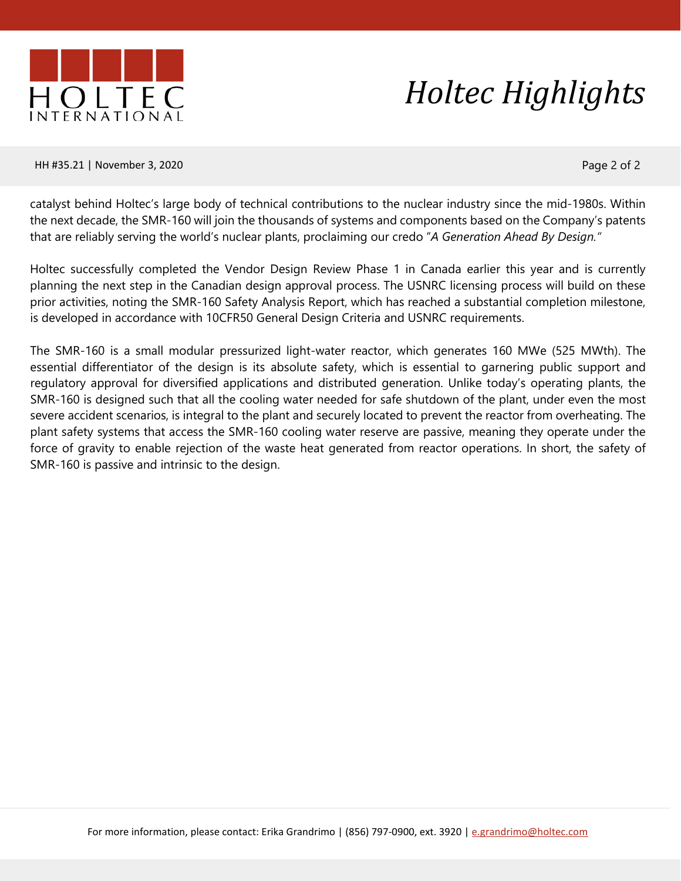catalyst behind Holtec's large body of technical contributions to the nuclear industry since the mid-1980s. Within the next decade, the SMR-160 will join the thousands of systems and components based on the Company's patents that are reliably serving the world's nuclear plants, proclaiming our credo "*A Generation Ahead By Design.*"

Holtec successfully completed the Vendor Design Review Phase 1 in Canada earlier this year and is currently planning the next step in the Canadian design approval process. The USNRC licensing process will build on these prior activities, noting the SMR-160 Safety Analysis Report, which has reached a substantial completion milestone, is developed in accordance with 10CFR50 General Design Criteria and USNRC requirements.

The SMR-160 is a small modular pressurized light-water reactor, which generates 160 MWe (525 MWth). The essential differentiator of the design is its absolute safety, which is essential to garnering public support and regulatory approval for diversified applications and distributed generation. Unlike today's operating plants, the SMR-160 is designed such that all the cooling water needed for safe shutdown of the plant, under even the most severe accident scenarios, is integral to the plant and securely located to prevent the reactor from overheating. The plant safety systems that access the SMR-160 cooling water reserve are passive, meaning they operate under the force of gravity to enable rejection of the waste heat generated from reactor operations. In short, the safety of SMR-160 is passive and intrinsic to the design.

For more information, please contact: Erika Grandrimo | (856) 797-0900, ext. 3920 | e.grandrimo@holtec.com